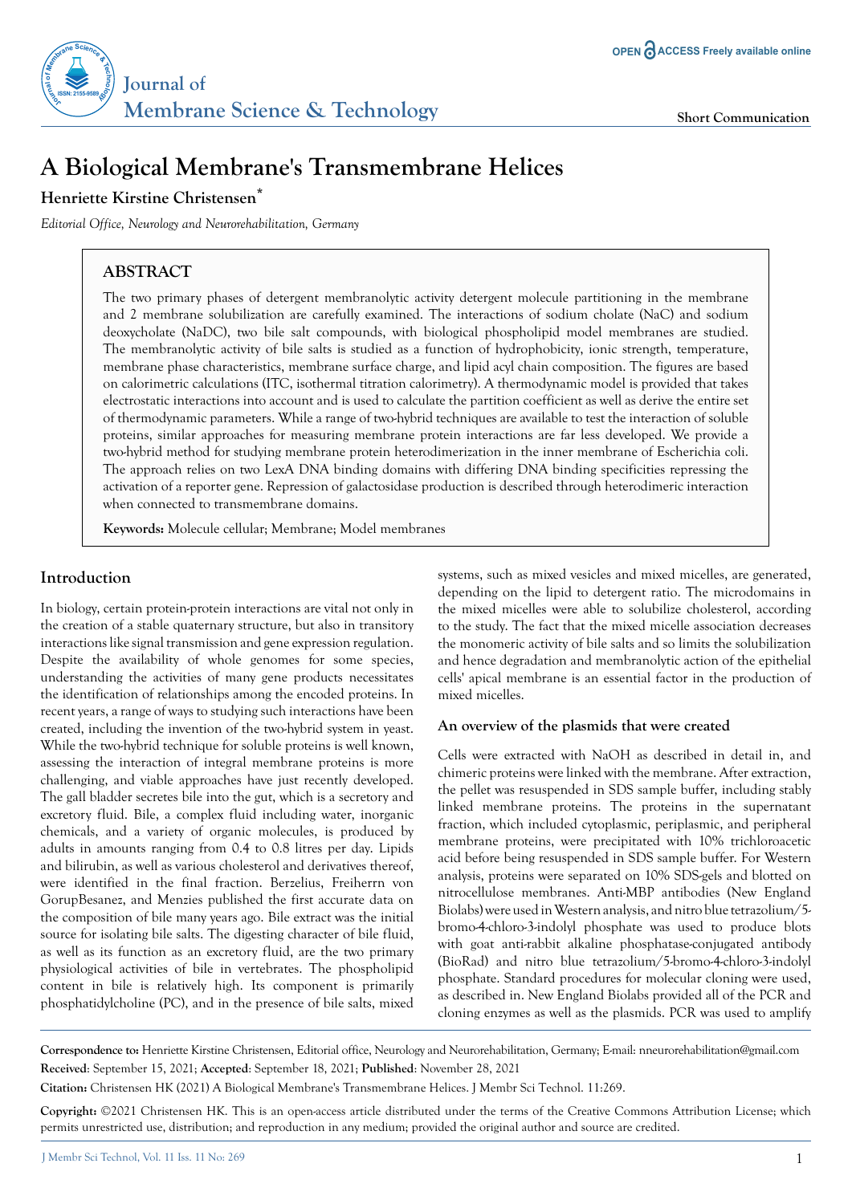**Short Communication**

# A Biological Membrane's Transmembrane Helices

**Henriette Kirstine Christensen***

*Editorial Office, Neurology and Neurorehabilitation, Germany*

## ABSTRACT

The two primary phases of detergent membranolytic activity detergent molecule partitioning in the membrane and 2 membrane solubilization are carefully examined. The interactions of sodium cholate (NaC) and sodium deoxycholate (NaDC), two bile salt compounds, with biological phospholipid model membranes are studied. The membranolytic activity of bile salts is studied as a function of hydrophobicity, ionic strength, temperature, membrane phase characteristics, membrane surface charge, and lipid acyl chain composition. The figures are based on calorimetric calculations (ITC, isothermal titration calorimetry). A thermodynamic model is provided that takes electrostatic interactions into account and is used to calculate the partition coefficient as well as derive the entire set of thermodynamic parameters. While a range of two-hybrid techniques are available to test the interaction of soluble proteins, similar approaches for measuring membrane protein interactions are far less developed. We provide a two-hybrid method for studying membrane protein heterodimerization in the inner membrane of Escherichia coli. The approach relies on two LexA DNA binding domains with differing DNA binding specificities repressing the activation of a reporter gene. Repression of galactosidase production is described through heterodimeric interaction when connected to transmembrane domains.

**Keywords:** Molecule cellular; Membrane; Model membranes

## Introduction

In biology, certain protein-protein interactions are vital not only in the creation of a stable quaternary structure, but also in transitory interactions like signal transmission and gene expression regulation. Despite the availability of whole genomes for some species, understanding the activities of many gene products necessitates the identification of relationships among the encoded proteins. In recent years, a range of ways to studying such interactions have been created, including the invention of the two-hybrid system in yeast. While the two-hybrid technique for soluble proteins is well known, assessing the interaction of integral membrane proteins is more challenging, and viable approaches have just recently developed. The gall bladder secretes bile into the gut, which is a secretory and excretory fluid. Bile, a complex fluid including water, inorganic chemicals, and a variety of organic molecules, is produced by adults in amounts ranging from 0.4 to 0.8 litres per day. Lipids and bilirubin, as well as various cholesterol and derivatives thereof, were identified in the final fraction. Berzelius, Freiherrn von GorupBesanez, and Menzies published the first accurate data on the composition of bile many years ago. Bile extract was the initial source for isolating bile salts. The digesting character of bile fluid, as well as its function as an excretory fluid, are the two primary physiological activities of bile in vertebrates. The phospholipid content in bile is relatively high. Its component is primarily phosphatidylcholine (PC), and in the presence of bile salts, mixed systems, such as mixed vesicles and mixed micelles, are generated, depending on the lipid to detergent ratio. The microdomains in the mixed micelles were able to solubilize cholesterol, according to the study. The fact that the mixed micelle association decreases the monomeric activity of bile salts and so limits the solubilization and hence degradation and membranolytic action of the epithelial cells' apical membrane is an essential factor in the production of mixed micelles.

### An overview of the plasmids that were created

Cells were extracted with NaOH as described in detail in, and chimeric proteins were linked with the membrane. After extraction, the pellet was resuspended in SDS sample buffer, including stably linked membrane proteins. The proteins in the supernatant fraction, which included cytoplasmic, periplasmic, and peripheral membrane proteins, were precipitated with 10% trichloroacetic acid before being resuspended in SDS sample buffer. For Western analysis, proteins were separated on 10% SDS-gels and blotted on nitrocellulose membranes. Anti-MBP antibodies (New England Biolabs) were used in Western analysis, and nitro blue tetrazolium/5-bromo-4-chloro-3-indolyl phosphate was used to produce blots with goat anti-rabbit alkaline phosphatase-conjugated antibody (BioRad) and nitro blue tetrazolium/5-bromo-4-chloro-3-indolyl phosphate. Standard procedures for molecular cloning were used, as described in. New England Biolabs provided all of the PCR and cloning enzymes as well as the plasmids. PCR was used to amplify

**Correspondence to:** Henriette Kirstine Christensen, Editorial office, Neurology and Neurorehabilitation, Germany; E-mail: nneurorehabilitation@gmail.com

**Received**: September 15, 2021; **Accepted**: September 18, 2021; **Published**: November 28, 2021

**Citation:** Christensen HK (2021) A Biological Membrane's Transmembrane Helices. J Membr Sci Technol. 11:269.

**Copyright:** ©2021 Christensen HK. This is an open-access article distributed under the terms of the Creative Commons Attribution License; which permits unrestricted use, distribution; and reproduction in any medium; provided the original author and source are credited.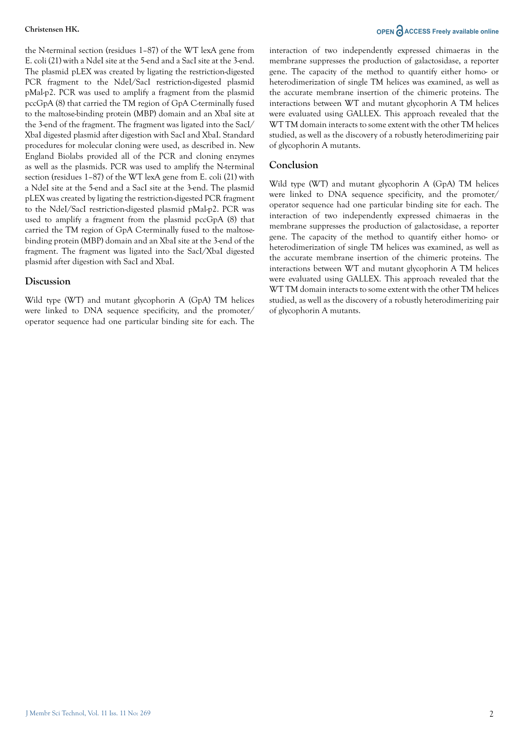the N-terminal section (residues 1–87) of the WT lexA gene from E. coli (21) with a NdeI site at the 5-end and a SacI site at the 3-end. The plasmid pLEX was created by ligating the restriction-digested PCR fragment to the NdeI/SacI restriction-digested plasmid pMal-p2. PCR was used to amplify a fragment from the plasmid pccGpA (8) that carried the TM region of GpA C-terminally fused to the maltose-binding protein (MBP) domain and an XbaI site at the 3-end of the fragment. The fragment was ligated into the SacI/XbaI digested plasmid after digestion with SacI and XbaI. Standard procedures for molecular cloning were used, as described in. New England Biolabs provided all of the PCR and cloning enzymes as well as the plasmids. PCR was used to amplify the N-terminal section (residues 1–87) of the WT lexA gene from E. coli (21) with a NdeI site at the 5-end and a SacI site at the 3-end. The plasmid pLEX was created by ligating the restriction-digested PCR fragment to the NdeI/SacI restriction-digested plasmid pMal-p2. PCR was used to amplify a fragment from the plasmid pccGpA (8) that carried the TM region of GpA C-terminally fused to the maltose-binding protein (MBP) domain and an XbaI site at the 3-end of the fragment. The fragment was ligated into the SacI/XbaI digested plasmid after digestion with SacI and XbaI.

## Discussion

Wild type (WT) and mutant glycophorin A (GpA) TM helices were linked to DNA sequence specificity, and the promoter/operator sequence had one particular binding site for each. The interaction of two independently expressed chimaeras in the membrane suppresses the production of galactosidase, a reporter gene. The capacity of the method to quantify either homo- or heterodimerization of single TM helices was examined, as well as the accurate membrane insertion of the chimeric proteins. The interactions between WT and mutant glycophorin A TM helices were evaluated using GALLEX. This approach revealed that the WT TM domain interacts to some extent with the other TM helices studied, as well as the discovery of a robustly heterodimerizing pair of glycophorin A mutants.

## Conclusion

Wild type (WT) and mutant glycophorin A (GpA) TM helices were linked to DNA sequence specificity, and the promoter/operator sequence had one particular binding site for each. The interaction of two independently expressed chimaeras in the membrane suppresses the production of galactosidase, a reporter gene. The capacity of the method to quantify either homo- or heterodimerization of single TM helices was examined, as well as the accurate membrane insertion of the chimeric proteins. The interactions between WT and mutant glycophorin A TM helices were evaluated using GALLEX. This approach revealed that the WT TM domain interacts to some extent with the other TM helices studied, as well as the discovery of a robustly heterodimerizing pair of glycophorin A mutants.